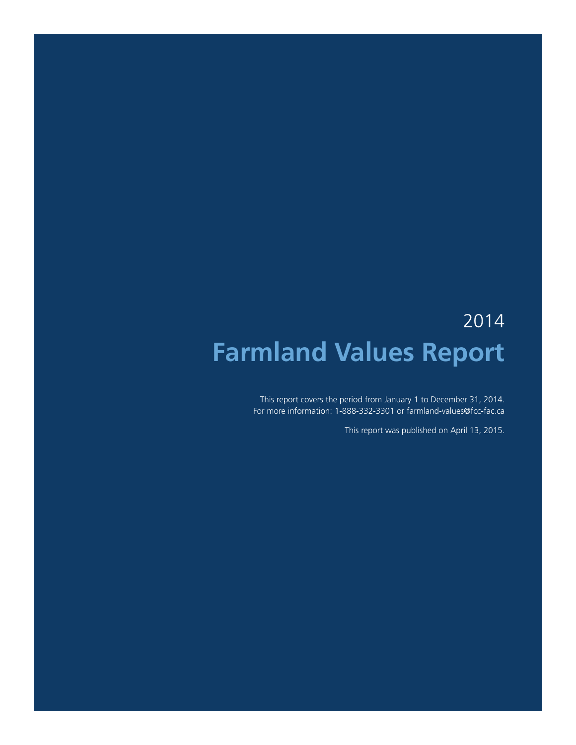2014

# Farmland Values Report

This report covers the period from January 1 to December 31, 2014.
For more information: 1-888-332-3301 or farmland-values@fcc-fac.ca

This report was published on April 13, 2015.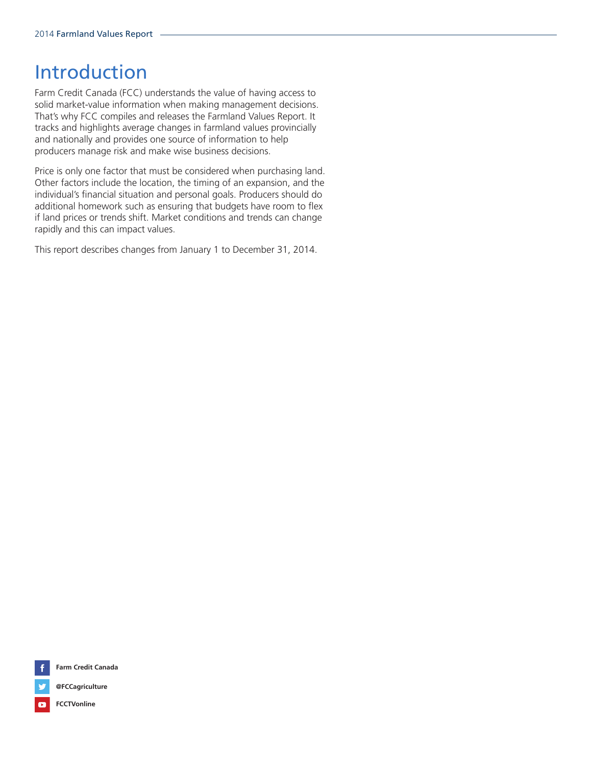# Introduction

Farm Credit Canada (FCC) understands the value of having access to solid market-value information when making management decisions. That's why FCC compiles and releases the Farmland Values Report. It tracks and highlights average changes in farmland values provincially and nationally and provides one source of information to help producers manage risk and make wise business decisions.

Price is only one factor that must be considered when purchasing land. Other factors include the location, the timing of an expansion, and the individual's financial situation and personal goals. Producers should do additional homework such as ensuring that budgets have room to flex if land prices or trends shift. Market conditions and trends can change rapidly and this can impact values.

This report describes changes from January 1 to December 31, 2014.

**Farm Credit Canada**

**@FCCagriculture**

**FCCTVonline**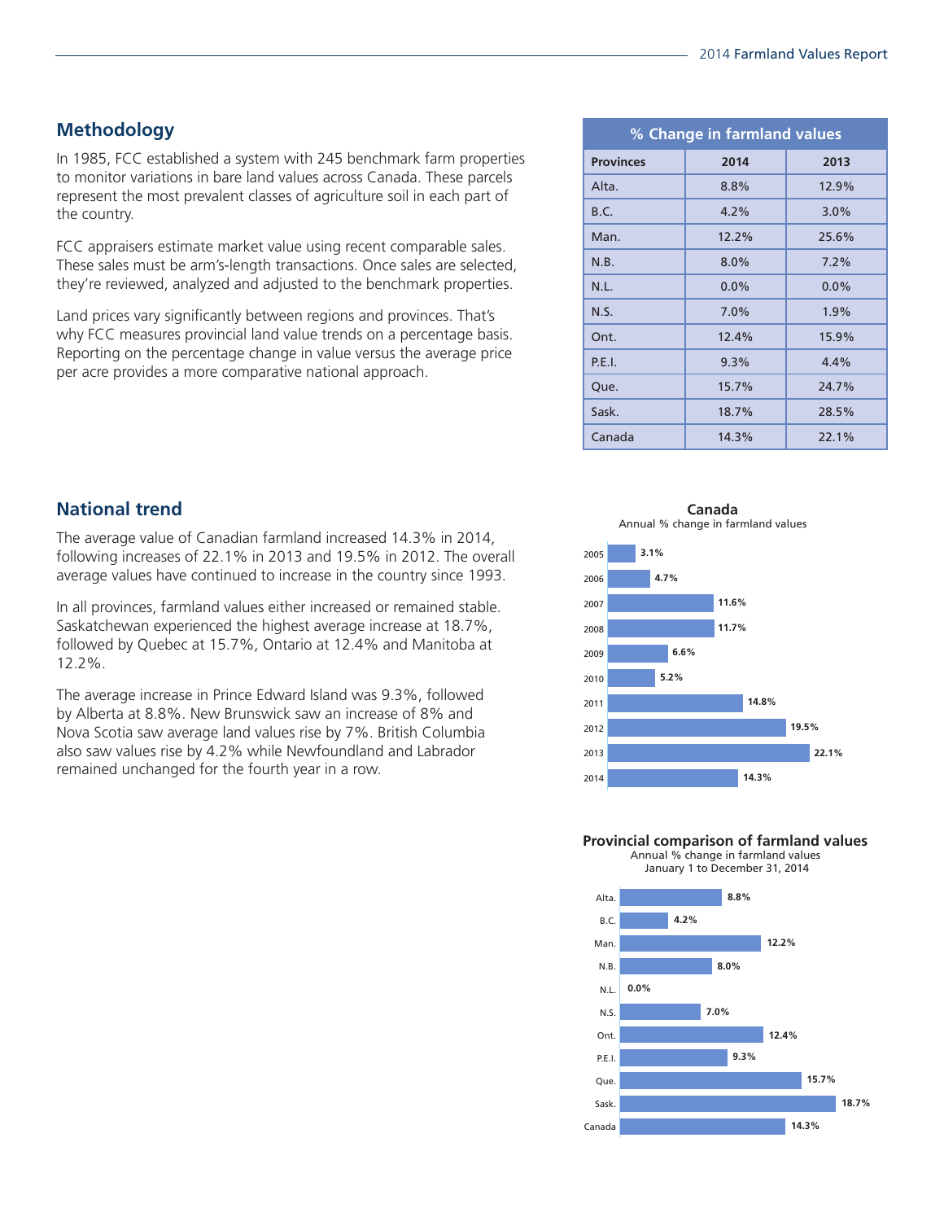## Methodology

In 1985, FCC established a system with 245 benchmark farm properties to monitor variations in bare land values across Canada. These parcels represent the most prevalent classes of agriculture soil in each part of the country.

FCC appraisers estimate market value using recent comparable sales. These sales must be arm's-length transactions. Once sales are selected, they're reviewed, analyzed and adjusted to the benchmark properties.

Land prices vary significantly between regions and provinces. That's why FCC measures provincial land value trends on a percentage basis. Reporting on the percentage change in value versus the average price per acre provides a more comparative national approach.

| % Change in farmland values | | |
|---|---|---|
| **Provinces** | **2014** | **2013** |
| Alta. | 8.8% | 12.9% |
| B.C. | 4.2% | 3.0% |
| Man. | 12.2% | 25.6% |
| N.B. | 8.0% | 7.2% |
| N.L. | 0.0% | 0.0% |
| N.S. | 7.0% | 1.9% |
| Ont. | 12.4% | 15.9% |
| P.E.I. | 9.3% | 4.4% |
| Que. | 15.7% | 24.7% |
| Sask. | 18.7% | 28.5% |
| Canada | 14.3% | 22.1% |

## National trend

The average value of Canadian farmland increased 14.3% in 2014, following increases of 22.1% in 2013 and 19.5% in 2012. The overall average values have continued to increase in the country since 1993.

In all provinces, farmland values either increased or remained stable. Saskatchewan experienced the highest average increase at 18.7%, followed by Quebec at 15.7%, Ontario at 12.4% and Manitoba at 12.2%.

The average increase in Prince Edward Island was 9.3%, followed by Alberta at 8.8%. New Brunswick saw an increase of 8% and Nova Scotia saw average land values rise by 7%. British Columbia also saw values rise by 4.2% while Newfoundland and Labrador remained unchanged for the fourth year in a row.

**Canada**
Annual % change in farmland values

| Year | % change |
|---|---|
| 2005 | 3.1% |
| 2006 | 4.7% |
| 2007 | 11.6% |
| 2008 | 11.7% |
| 2009 | 6.6% |
| 2010 | 5.2% |
| 2011 | 14.8% |
| 2012 | 19.5% |
| 2013 | 22.1% |
| 2014 | 14.3% |

**Provincial comparison of farmland values**
Annual % change in farmland values
January 1 to December 31, 2014

| Province | % change |
|---|---|
| Alta. | 8.8% |
| B.C. | 4.2% |
| Man. | 12.2% |
| N.B. | 8.0% |
| N.L. | 0.0% |
| N.S. | 7.0% |
| Ont. | 12.4% |
| P.E.I. | 9.3% |
| Que. | 15.7% |
| Sask. | 18.7% |
| Canada | 14.3% |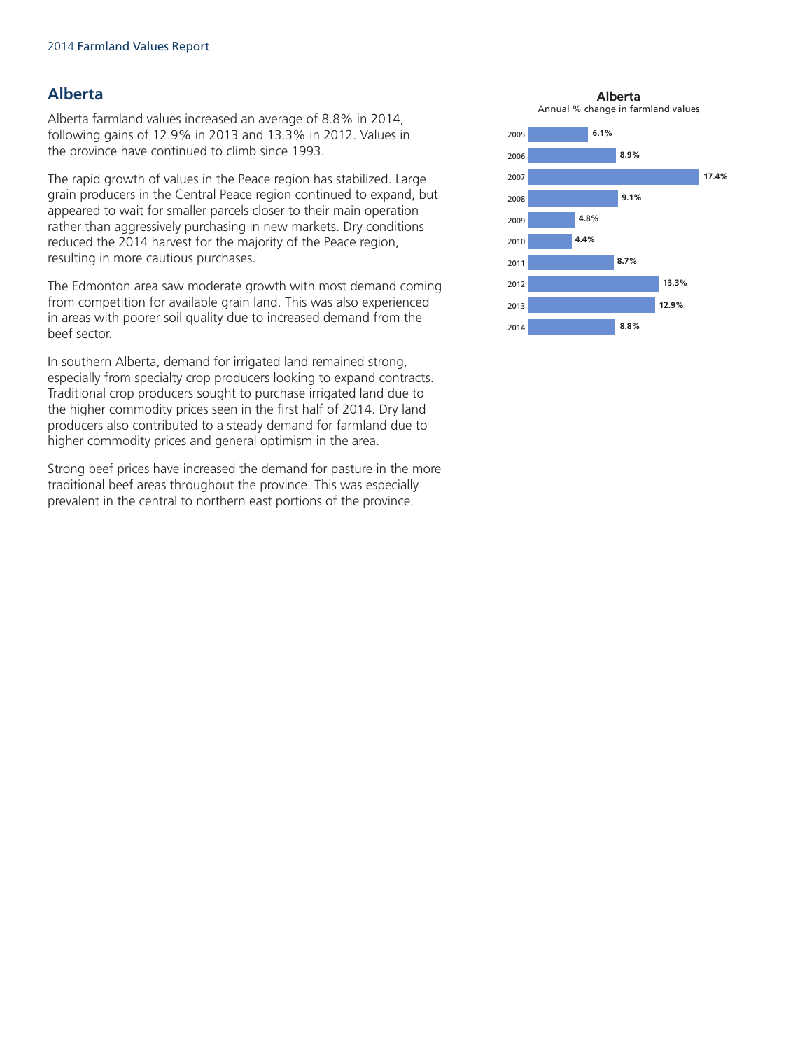## Alberta

Alberta farmland values increased an average of 8.8% in 2014, following gains of 12.9% in 2013 and 13.3% in 2012. Values in the province have continued to climb since 1993.

The rapid growth of values in the Peace region has stabilized. Large grain producers in the Central Peace region continued to expand, but appeared to wait for smaller parcels closer to their main operation rather than aggressively purchasing in new markets. Dry conditions reduced the 2014 harvest for the majority of the Peace region, resulting in more cautious purchases.

The Edmonton area saw moderate growth with most demand coming from competition for available grain land. This was also experienced in areas with poorer soil quality due to increased demand from the beef sector.

In southern Alberta, demand for irrigated land remained strong, especially from specialty crop producers looking to expand contracts. Traditional crop producers sought to purchase irrigated land due to the higher commodity prices seen in the first half of 2014. Dry land producers also contributed to a steady demand for farmland due to higher commodity prices and general optimism in the area.

Strong beef prices have increased the demand for pasture in the more traditional beef areas throughout the province. This was especially prevalent in the central to northern east portions of the province.

**Alberta**
Annual % change in farmland values

| Year | % change |
| --- | --- |
| 2005 | 6.1% |
| 2006 | 8.9% |
| 2007 | 17.4% |
| 2008 | 9.1% |
| 2009 | 4.8% |
| 2010 | 4.4% |
| 2011 | 8.7% |
| 2012 | 13.3% |
| 2013 | 12.9% |
| 2014 | 8.8% |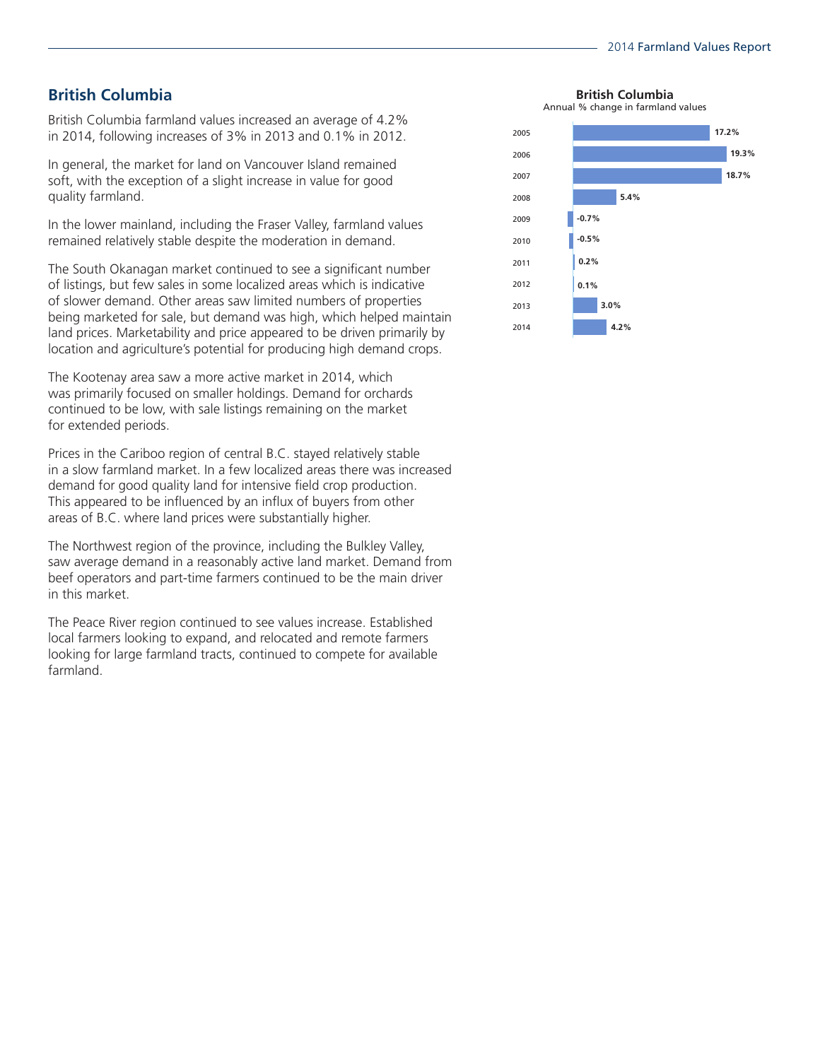## British Columbia

British Columbia farmland values increased an average of 4.2% in 2014, following increases of 3% in 2013 and 0.1% in 2012.

In general, the market for land on Vancouver Island remained soft, with the exception of a slight increase in value for good quality farmland.

In the lower mainland, including the Fraser Valley, farmland values remained relatively stable despite the moderation in demand.

The South Okanagan market continued to see a significant number of listings, but few sales in some localized areas which is indicative of slower demand. Other areas saw limited numbers of properties being marketed for sale, but demand was high, which helped maintain land prices. Marketability and price appeared to be driven primarily by location and agriculture's potential for producing high demand crops.

The Kootenay area saw a more active market in 2014, which was primarily focused on smaller holdings. Demand for orchards continued to be low, with sale listings remaining on the market for extended periods.

Prices in the Cariboo region of central B.C. stayed relatively stable in a slow farmland market. In a few localized areas there was increased demand for good quality land for intensive field crop production. This appeared to be influenced by an influx of buyers from other areas of B.C. where land prices were substantially higher.

The Northwest region of the province, including the Bulkley Valley, saw average demand in a reasonably active land market. Demand from beef operators and part-time farmers continued to be the main driver in this market.

The Peace River region continued to see values increase. Established local farmers looking to expand, and relocated and remote farmers looking for large farmland tracts, continued to compete for available farmland.

**British Columbia**
Annual % change in farmland values

| Year | % change |
|---|---|
| 2005 | 17.2% |
| 2006 | 19.3% |
| 2007 | 18.7% |
| 2008 | 5.4% |
| 2009 | -0.7% |
| 2010 | -0.5% |
| 2011 | 0.2% |
| 2012 | 0.1% |
| 2013 | 3.0% |
| 2014 | 4.2% |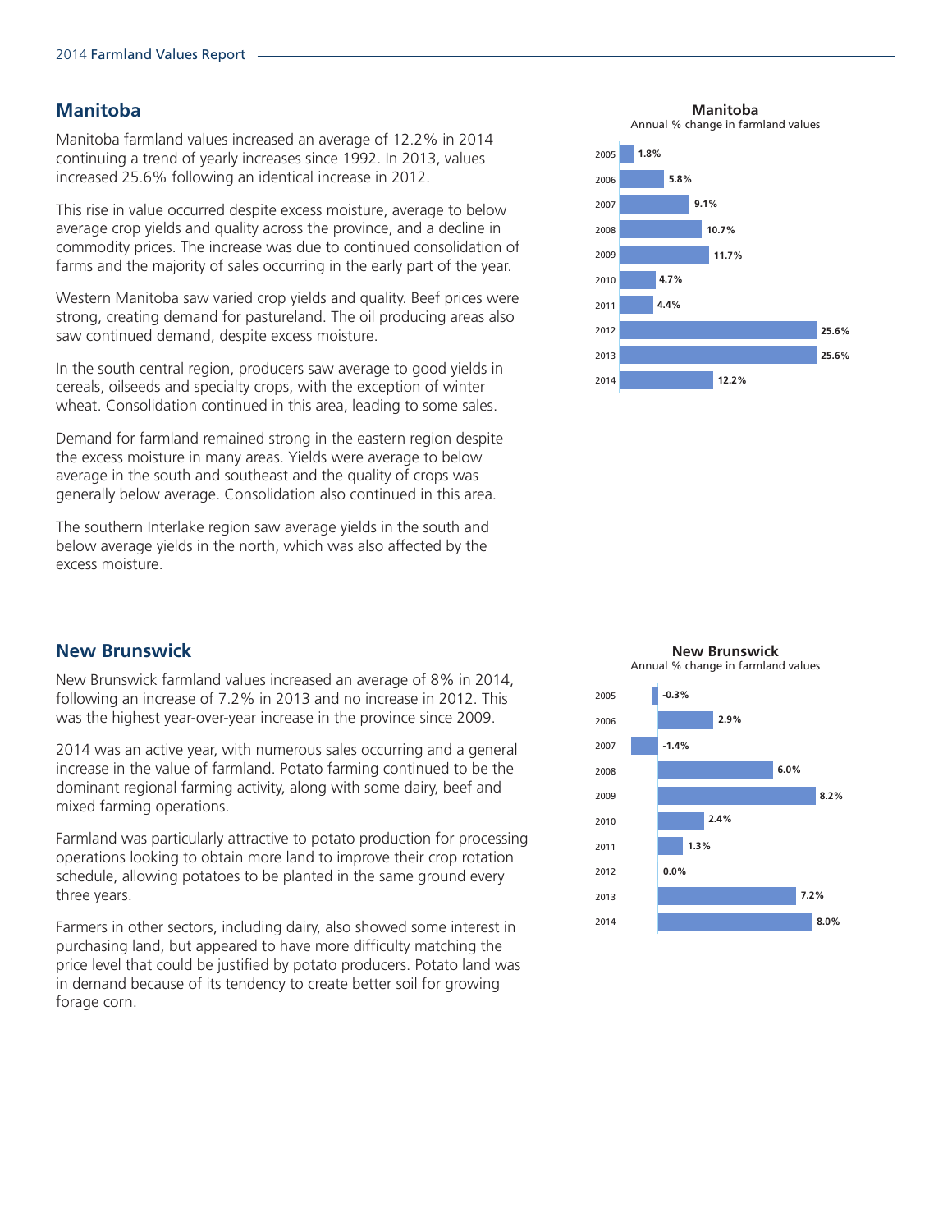## Manitoba

Manitoba farmland values increased an average of 12.2% in 2014 continuing a trend of yearly increases since 1992. In 2013, values increased 25.6% following an identical increase in 2012.

This rise in value occurred despite excess moisture, average to below average crop yields and quality across the province, and a decline in commodity prices. The increase was due to continued consolidation of farms and the majority of sales occurring in the early part of the year.

Western Manitoba saw varied crop yields and quality. Beef prices were strong, creating demand for pastureland. The oil producing areas also saw continued demand, despite excess moisture.

In the south central region, producers saw average to good yields in cereals, oilseeds and specialty crops, with the exception of winter wheat. Consolidation continued in this area, leading to some sales.

Demand for farmland remained strong in the eastern region despite the excess moisture in many areas. Yields were average to below average in the south and southeast and the quality of crops was generally below average. Consolidation also continued in this area.

The southern Interlake region saw average yields in the south and below average yields in the north, which was also affected by the excess moisture.

**Manitoba**
Annual % change in farmland values

| Year | % change |
|---|---|
| 2005 | 1.8% |
| 2006 | 5.8% |
| 2007 | 9.1% |
| 2008 | 10.7% |
| 2009 | 11.7% |
| 2010 | 4.7% |
| 2011 | 4.4% |
| 2012 | 25.6% |
| 2013 | 25.6% |
| 2014 | 12.2% |

## New Brunswick

New Brunswick farmland values increased an average of 8% in 2014, following an increase of 7.2% in 2013 and no increase in 2012. This was the highest year-over-year increase in the province since 2009.

2014 was an active year, with numerous sales occurring and a general increase in the value of farmland. Potato farming continued to be the dominant regional farming activity, along with some dairy, beef and mixed farming operations.

Farmland was particularly attractive to potato production for processing operations looking to obtain more land to improve their crop rotation schedule, allowing potatoes to be planted in the same ground every three years.

Farmers in other sectors, including dairy, also showed some interest in purchasing land, but appeared to have more difficulty matching the price level that could be justified by potato producers. Potato land was in demand because of its tendency to create better soil for growing forage corn.

**New Brunswick**
Annual % change in farmland values

| Year | % change |
|---|---|
| 2005 | -0.3% |
| 2006 | 2.9% |
| 2007 | -1.4% |
| 2008 | 6.0% |
| 2009 | 8.2% |
| 2010 | 2.4% |
| 2011 | 1.3% |
| 2012 | 0.0% |
| 2013 | 7.2% |
| 2014 | 8.0% |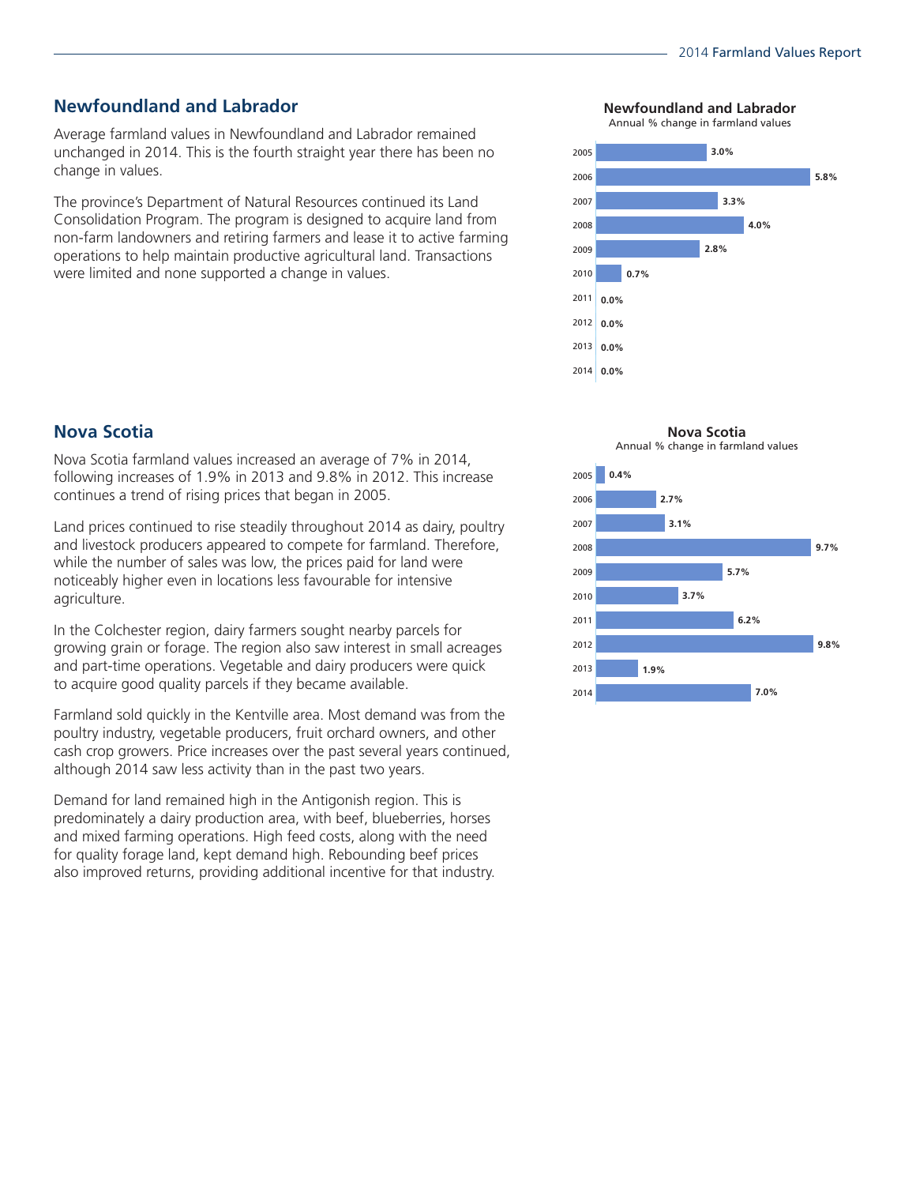## Newfoundland and Labrador

Average farmland values in Newfoundland and Labrador remained unchanged in 2014. This is the fourth straight year there has been no change in values.

The province's Department of Natural Resources continued its Land Consolidation Program. The program is designed to acquire land from non-farm landowners and retiring farmers and lease it to active farming operations to help maintain productive agricultural land. Transactions were limited and none supported a change in values.

**Newfoundland and Labrador**
Annual % change in farmland values

| Year | % change |
|---|---|
| 2005 | 3.0% |
| 2006 | 5.8% |
| 2007 | 3.3% |
| 2008 | 4.0% |
| 2009 | 2.8% |
| 2010 | 0.7% |
| 2011 | 0.0% |
| 2012 | 0.0% |
| 2013 | 0.0% |
| 2014 | 0.0% |

## Nova Scotia

Nova Scotia farmland values increased an average of 7% in 2014, following increases of 1.9% in 2013 and 9.8% in 2012. This increase continues a trend of rising prices that began in 2005.

Land prices continued to rise steadily throughout 2014 as dairy, poultry and livestock producers appeared to compete for farmland. Therefore, while the number of sales was low, the prices paid for land were noticeably higher even in locations less favourable for intensive agriculture.

In the Colchester region, dairy farmers sought nearby parcels for growing grain or forage. The region also saw interest in small acreages and part-time operations. Vegetable and dairy producers were quick to acquire good quality parcels if they became available.

Farmland sold quickly in the Kentville area. Most demand was from the poultry industry, vegetable producers, fruit orchard owners, and other cash crop growers. Price increases over the past several years continued, although 2014 saw less activity than in the past two years.

Demand for land remained high in the Antigonish region. This is predominately a dairy production area, with beef, blueberries, horses and mixed farming operations. High feed costs, along with the need for quality forage land, kept demand high. Rebounding beef prices also improved returns, providing additional incentive for that industry.

**Nova Scotia**
Annual % change in farmland values

| Year | % change |
|---|---|
| 2005 | 0.4% |
| 2006 | 2.7% |
| 2007 | 3.1% |
| 2008 | 9.7% |
| 2009 | 5.7% |
| 2010 | 3.7% |
| 2011 | 6.2% |
| 2012 | 9.8% |
| 2013 | 1.9% |
| 2014 | 7.0% |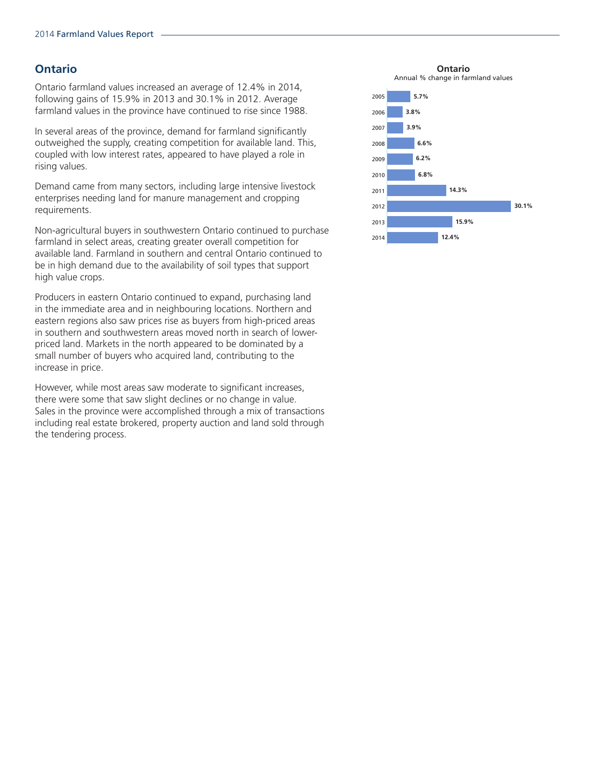## Ontario

Ontario farmland values increased an average of 12.4% in 2014, following gains of 15.9% in 2013 and 30.1% in 2012. Average farmland values in the province have continued to rise since 1988.

In several areas of the province, demand for farmland significantly outweighed the supply, creating competition for available land. This, coupled with low interest rates, appeared to have played a role in rising values.

Demand came from many sectors, including large intensive livestock enterprises needing land for manure management and cropping requirements.

Non-agricultural buyers in southwestern Ontario continued to purchase farmland in select areas, creating greater overall competition for available land. Farmland in southern and central Ontario continued to be in high demand due to the availability of soil types that support high value crops.

Producers in eastern Ontario continued to expand, purchasing land in the immediate area and in neighbouring locations. Northern and eastern regions also saw prices rise as buyers from high-priced areas in southern and southwestern areas moved north in search of lower-priced land. Markets in the north appeared to be dominated by a small number of buyers who acquired land, contributing to the increase in price.

However, while most areas saw moderate to significant increases, there were some that saw slight declines or no change in value. Sales in the province were accomplished through a mix of transactions including real estate brokered, property auction and land sold through the tendering process.

**Ontario**
Annual % change in farmland values

| Year | % change |
|---|---|
| 2005 | 5.7% |
| 2006 | 3.8% |
| 2007 | 3.9% |
| 2008 | 6.6% |
| 2009 | 6.2% |
| 2010 | 6.8% |
| 2011 | 14.3% |
| 2012 | 30.1% |
| 2013 | 15.9% |
| 2014 | 12.4% |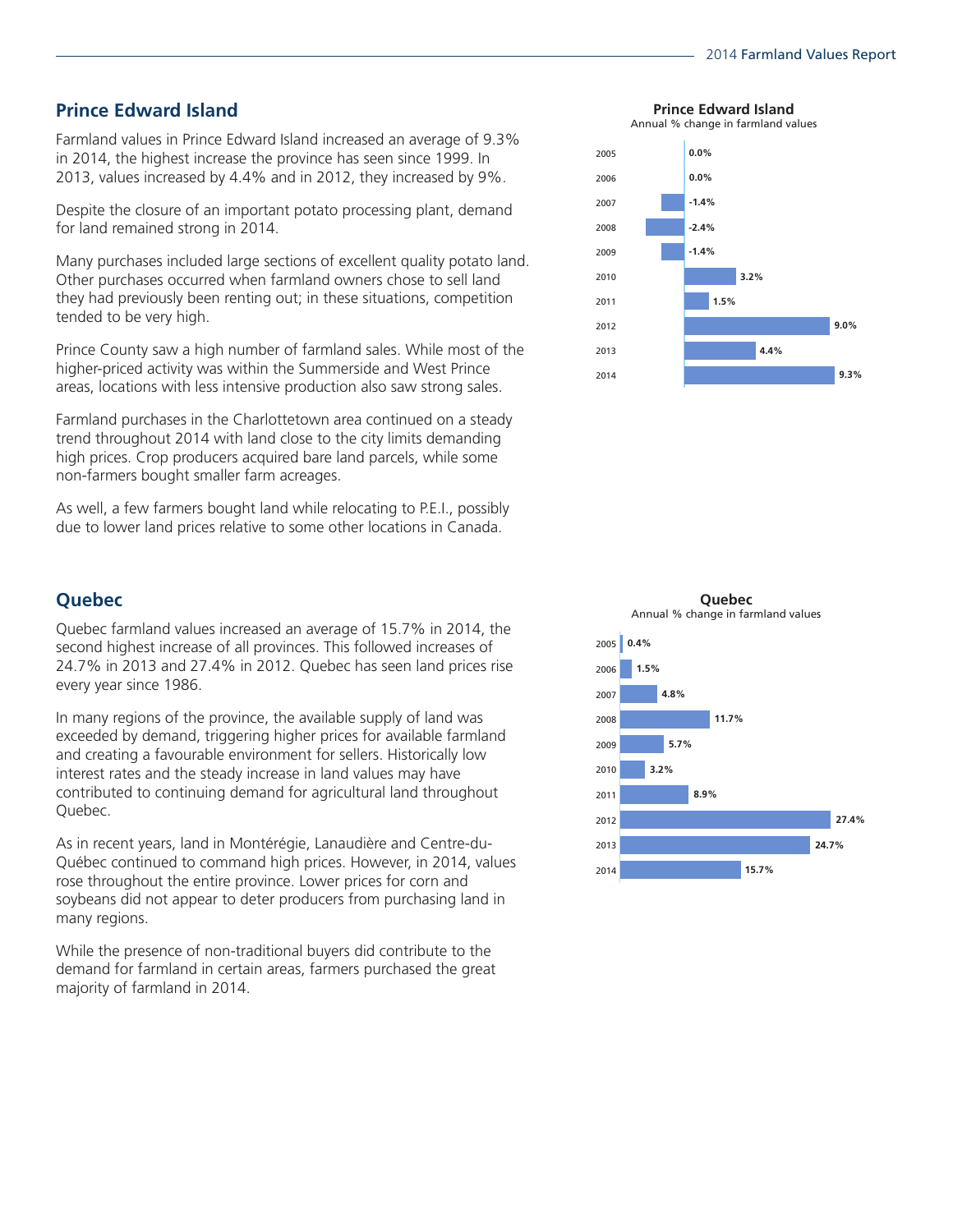## Prince Edward Island

Farmland values in Prince Edward Island increased an average of 9.3% in 2014, the highest increase the province has seen since 1999. In 2013, values increased by 4.4% and in 2012, they increased by 9%.

Despite the closure of an important potato processing plant, demand for land remained strong in 2014.

Many purchases included large sections of excellent quality potato land. Other purchases occurred when farmland owners chose to sell land they had previously been renting out; in these situations, competition tended to be very high.

Prince County saw a high number of farmland sales. While most of the higher-priced activity was within the Summerside and West Prince areas, locations with less intensive production also saw strong sales.

Farmland purchases in the Charlottetown area continued on a steady trend throughout 2014 with land close to the city limits demanding high prices. Crop producers acquired bare land parcels, while some non-farmers bought smaller farm acreages.

As well, a few farmers bought land while relocating to P.E.I., possibly due to lower land prices relative to some other locations in Canada.

**Prince Edward Island**
Annual % change in farmland values

| Year | % change |
|---|---|
| 2005 | 0.0% |
| 2006 | 0.0% |
| 2007 | -1.4% |
| 2008 | -2.4% |
| 2009 | -1.4% |
| 2010 | 3.2% |
| 2011 | 1.5% |
| 2012 | 9.0% |
| 2013 | 4.4% |
| 2014 | 9.3% |

## Quebec

Quebec farmland values increased an average of 15.7% in 2014, the second highest increase of all provinces. This followed increases of 24.7% in 2013 and 27.4% in 2012. Quebec has seen land prices rise every year since 1986.

In many regions of the province, the available supply of land was exceeded by demand, triggering higher prices for available farmland and creating a favourable environment for sellers. Historically low interest rates and the steady increase in land values may have contributed to continuing demand for agricultural land throughout Quebec.

As in recent years, land in Montérégie, Lanaudière and Centre-du-Québec continued to command high prices. However, in 2014, values rose throughout the entire province. Lower prices for corn and soybeans did not appear to deter producers from purchasing land in many regions.

While the presence of non-traditional buyers did contribute to the demand for farmland in certain areas, farmers purchased the great majority of farmland in 2014.

**Quebec**
Annual % change in farmland values

| Year | % change |
|---|---|
| 2005 | 0.4% |
| 2006 | 1.5% |
| 2007 | 4.8% |
| 2008 | 11.7% |
| 2009 | 5.7% |
| 2010 | 3.2% |
| 2011 | 8.9% |
| 2012 | 27.4% |
| 2013 | 24.7% |
| 2014 | 15.7% |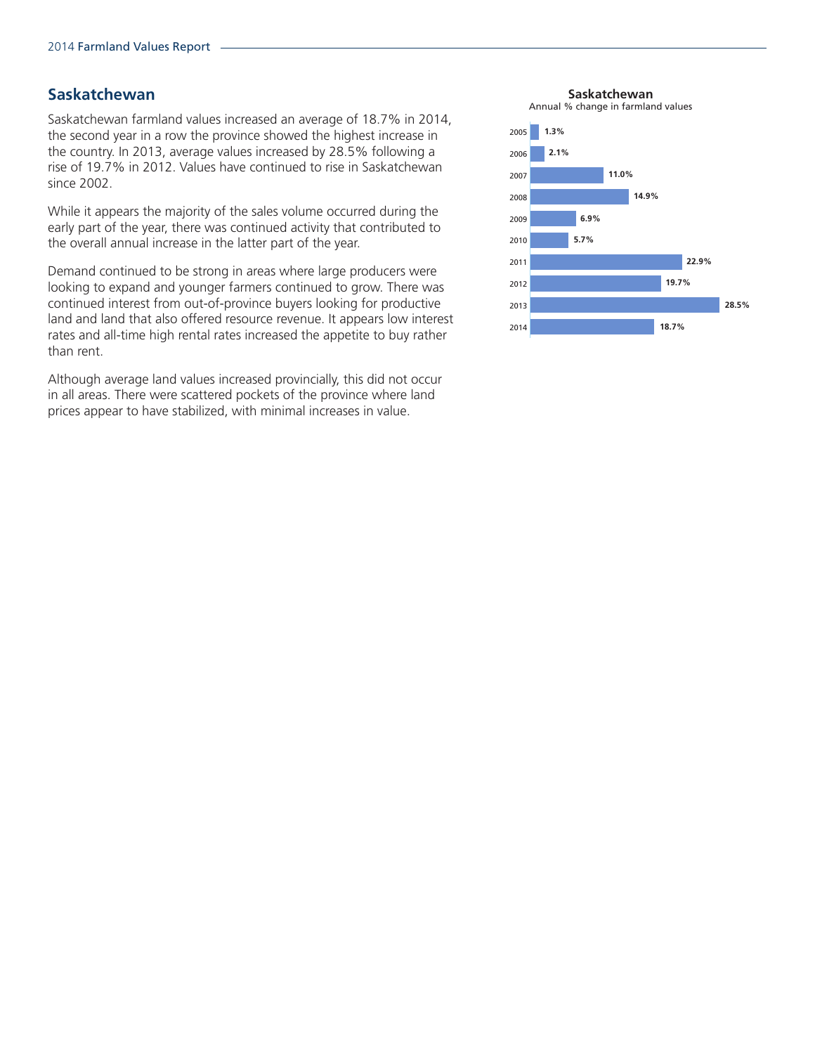## Saskatchewan

Saskatchewan farmland values increased an average of 18.7% in 2014, the second year in a row the province showed the highest increase in the country. In 2013, average values increased by 28.5% following a rise of 19.7% in 2012. Values have continued to rise in Saskatchewan since 2002.

While it appears the majority of the sales volume occurred during the early part of the year, there was continued activity that contributed to the overall annual increase in the latter part of the year.

Demand continued to be strong in areas where large producers were looking to expand and younger farmers continued to grow. There was continued interest from out-of-province buyers looking for productive land and land that also offered resource revenue. It appears low interest rates and all-time high rental rates increased the appetite to buy rather than rent.

Although average land values increased provincially, this did not occur in all areas. There were scattered pockets of the province where land prices appear to have stabilized, with minimal increases in value.

**Saskatchewan**
Annual % change in farmland values

| Year | % change |
|---|---|
| 2005 | 1.3% |
| 2006 | 2.1% |
| 2007 | 11.0% |
| 2008 | 14.9% |
| 2009 | 6.9% |
| 2010 | 5.7% |
| 2011 | 22.9% |
| 2012 | 19.7% |
| 2013 | 28.5% |
| 2014 | 18.7% |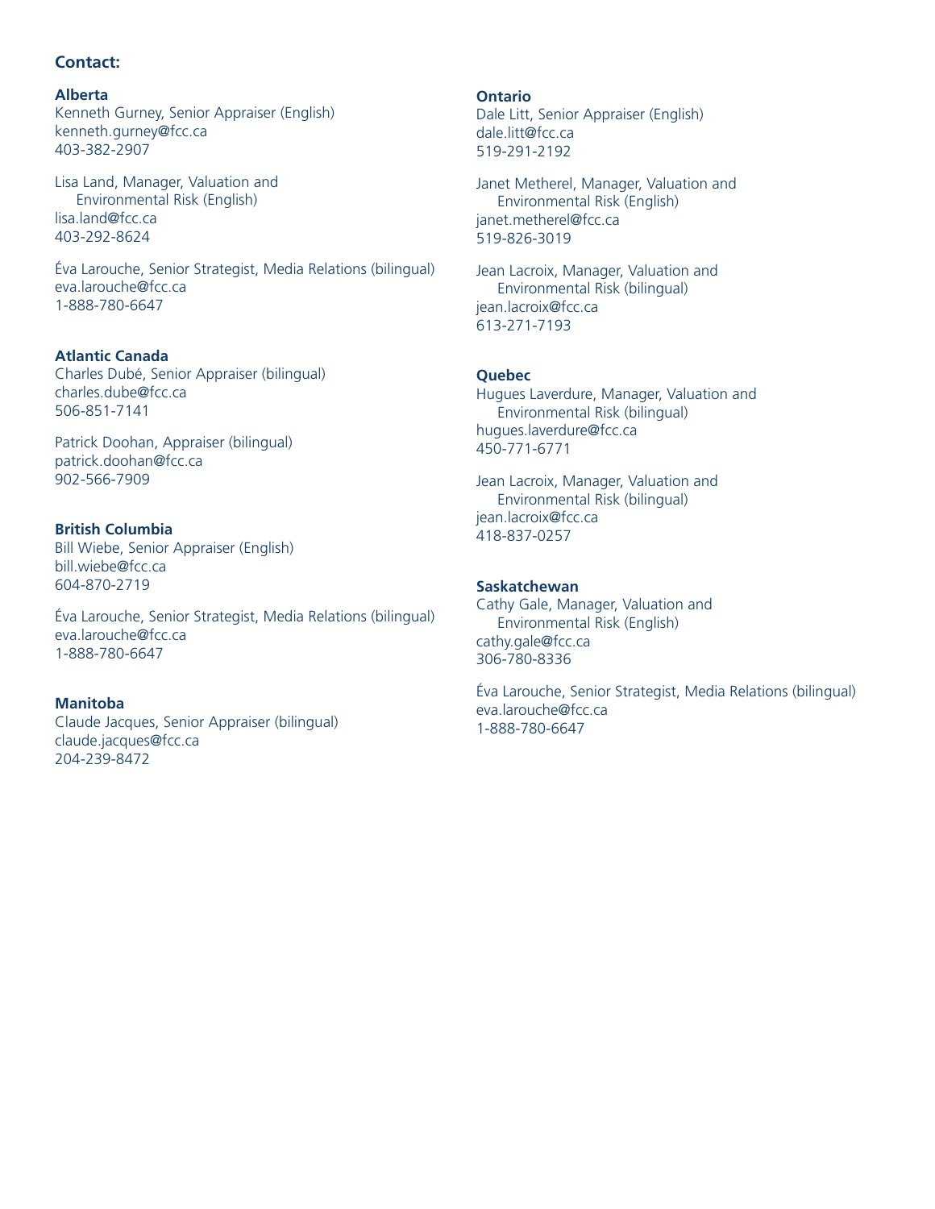**Contact:**

**Alberta**
Kenneth Gurney, Senior Appraiser (English)
kenneth.gurney@fcc.ca
403-382-2907

Lisa Land, Manager, Valuation and Environmental Risk (English)
lisa.land@fcc.ca
403-292-8624

Éva Larouche, Senior Strategist, Media Relations (bilingual)
eva.larouche@fcc.ca
1-888-780-6647

**Atlantic Canada**
Charles Dubé, Senior Appraiser (bilingual)
charles.dube@fcc.ca
506-851-7141

Patrick Doohan, Appraiser (bilingual)
patrick.doohan@fcc.ca
902-566-7909

**British Columbia**
Bill Wiebe, Senior Appraiser (English)
bill.wiebe@fcc.ca
604-870-2719

Éva Larouche, Senior Strategist, Media Relations (bilingual)
eva.larouche@fcc.ca
1-888-780-6647

**Manitoba**
Claude Jacques, Senior Appraiser (bilingual)
claude.jacques@fcc.ca
204-239-8472

**Ontario**
Dale Litt, Senior Appraiser (English)
dale.litt@fcc.ca
519-291-2192

Janet Metherel, Manager, Valuation and Environmental Risk (English)
janet.metherel@fcc.ca
519-826-3019

Jean Lacroix, Manager, Valuation and Environmental Risk (bilingual)
jean.lacroix@fcc.ca
613-271-7193

**Quebec**
Hugues Laverdure, Manager, Valuation and Environmental Risk (bilingual)
hugues.laverdure@fcc.ca
450-771-6771

Jean Lacroix, Manager, Valuation and Environmental Risk (bilingual)
jean.lacroix@fcc.ca
418-837-0257

**Saskatchewan**
Cathy Gale, Manager, Valuation and Environmental Risk (English)
cathy.gale@fcc.ca
306-780-8336

Éva Larouche, Senior Strategist, Media Relations (bilingual)
eva.larouche@fcc.ca
1-888-780-6647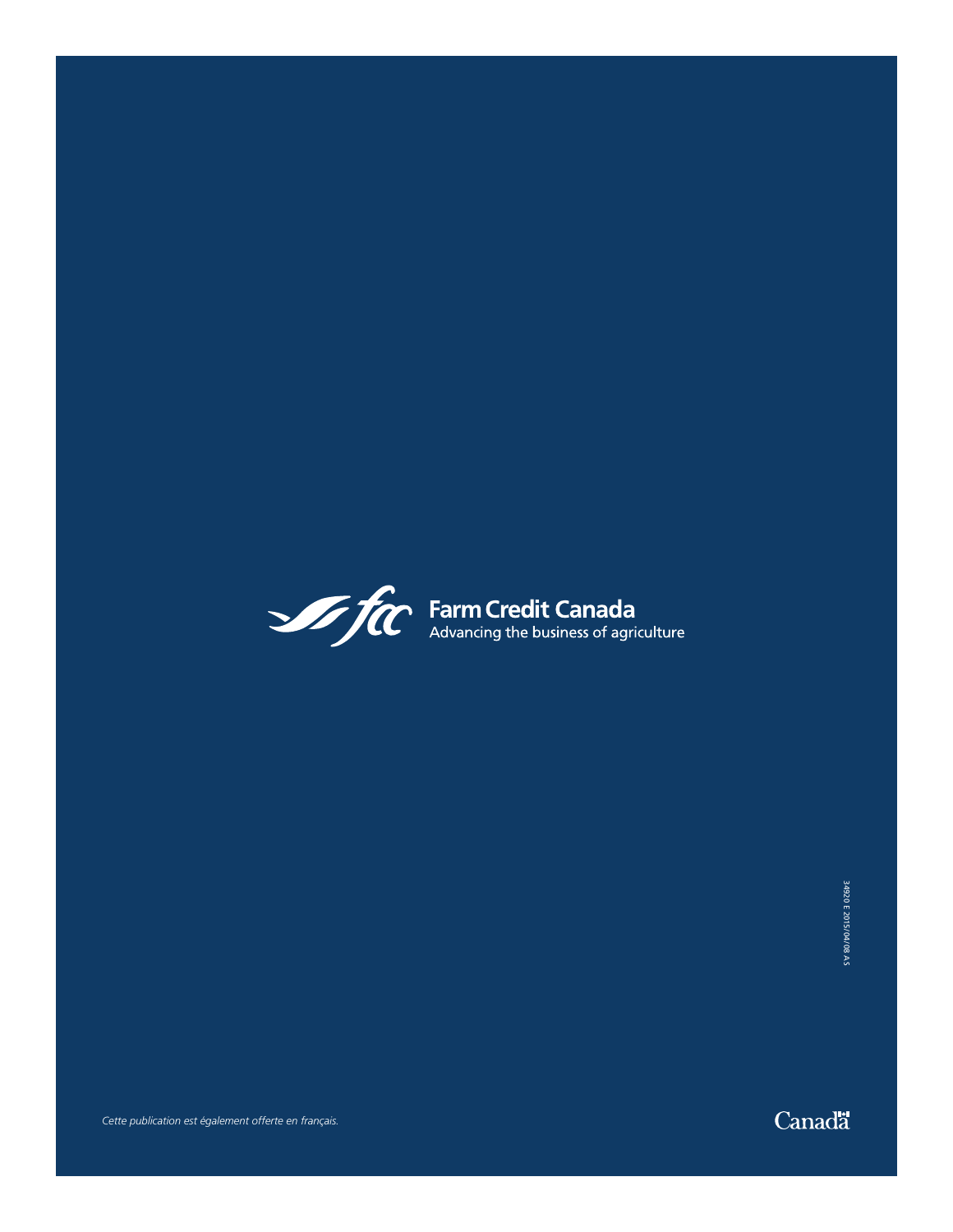**Farm Credit Canada**
Advancing the business of agriculture

34920 E 2015/04/08 A S

*Cette publication est également offerte en français.*

Canadä